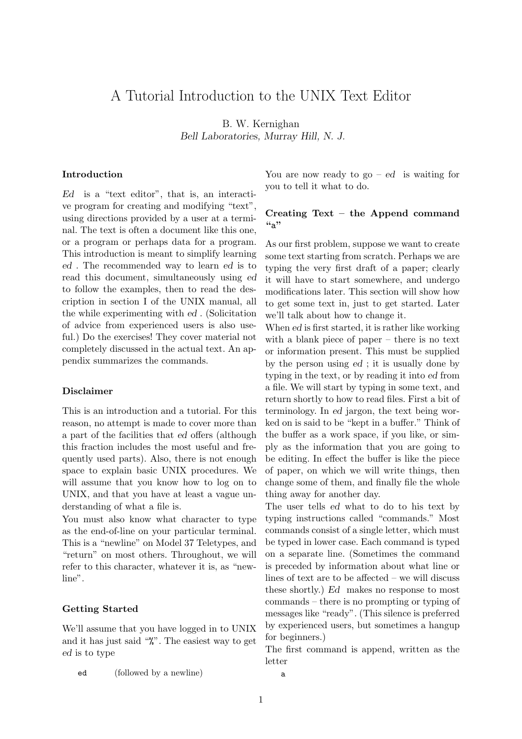# A Tutorial Introduction to the UNIX Text Editor

B. W. Kernighan
*Bell Laboratories, Murray Hill, N. J.*

## Introduction

*Ed* is a "text editor", that is, an interactive program for creating and modifying "text", using directions provided by a user at a terminal. The text is often a document like this one, or a program or perhaps data for a program. This introduction is meant to simplify learning *ed*. The recommended way to learn *ed* is to read this document, simultaneously using *ed* to follow the examples, then to read the description in section I of the UNIX manual, all the while experimenting with *ed*. (Solicitation of advice from experienced users is also useful.) Do the exercises! They cover material not completely discussed in the actual text. An appendix summarizes the commands.

## Disclaimer

This is an introduction and a tutorial. For this reason, no attempt is made to cover more than a part of the facilities that *ed* offers (although this fraction includes the most useful and frequently used parts). Also, there is not enough space to explain basic UNIX procedures. We will assume that you know how to log on to UNIX, and that you have at least a vague understanding of what a file is.

You must also know what character to type as the end-of-line on your particular terminal. This is a "newline" on Model 37 Teletypes, and "return" on most others. Throughout, we will refer to this character, whatever it is, as "newline".

## Getting Started

We'll assume that you have logged in to UNIX and it has just said "%". The easiest way to get *ed* is to type

```
ed          (followed by a newline)
```

You are now ready to go – *ed* is waiting for you to tell it what to do.

## Creating Text – the Append command "a"

As our first problem, suppose we want to create some text starting from scratch. Perhaps we are typing the very first draft of a paper; clearly it will have to start somewhere, and undergo modifications later. This section will show how to get some text in, just to get started. Later we'll talk about how to change it.

When *ed* is first started, it is rather like working with a blank piece of paper – there is no text or information present. This must be supplied by the person using *ed*; it is usually done by typing in the text, or by reading it into *ed* from a file. We will start by typing in some text, and return shortly to how to read files. First a bit of terminology. In *ed* jargon, the text being worked on is said to be "kept in a buffer." Think of the buffer as a work space, if you like, or simply as the information that you are going to be editing. In effect the buffer is like the piece of paper, on which we will write things, then change some of them, and finally file the whole thing away for another day.

The user tells *ed* what to do to his text by typing instructions called "commands." Most commands consist of a single letter, which must be typed in lower case. Each command is typed on a separate line. (Sometimes the command is preceded by information about what line or lines of text are to be affected – we will discuss these shortly.) *Ed* makes no response to most commands – there is no prompting or typing of messages like "ready". (This silence is preferred by experienced users, but sometimes a hangup for beginners.)

The first command is append, written as the letter

```
a
```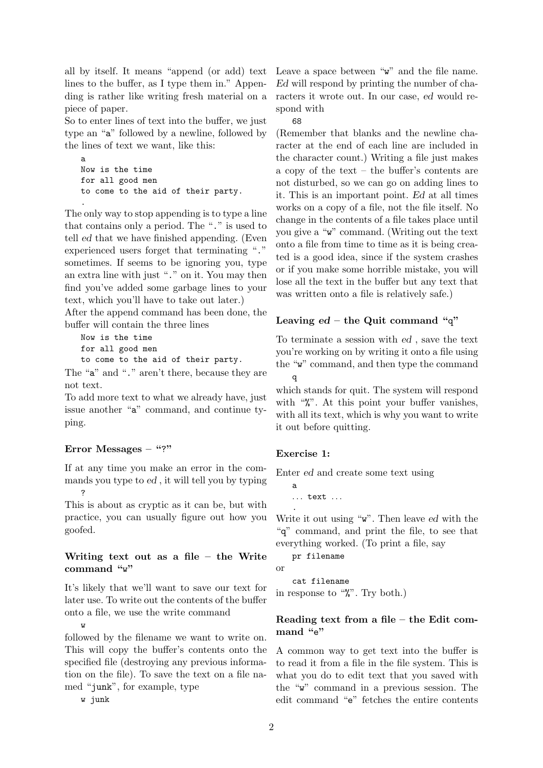all by itself. It means "append (or add) text lines to the buffer, as I type them in." Appending is rather like writing fresh material on a piece of paper.

So to enter lines of text into the buffer, we just type an "a" followed by a newline, followed by the lines of text we want, like this:

```
a
Now is the time
for all good men
to come to the aid of their party.
.
```

The only way to stop appending is to type a line that contains only a period. The "." is used to tell *ed* that we have finished appending. (Even experienced users forget that terminating "." sometimes. If seems to be ignoring you, type an extra line with just "." on it. You may then find you've added some garbage lines to your text, which you'll have to take out later.)

After the append command has been done, the buffer will contain the three lines

```
Now is the time
for all good men
to come to the aid of their party.
```

The "a" and "." aren't there, because they are not text.

To add more text to what we already have, just issue another "a" command, and continue typing.

### Error Messages – "?"

If at any time you make an error in the commands you type to *ed* , it will tell you by typing

```
?
```

This is about as cryptic as it can be, but with practice, you can usually figure out how you goofed.

### Writing text out as a file – the Write command "w"

It's likely that we'll want to save our text for later use. To write out the contents of the buffer onto a file, we use the write command

```
w
```

followed by the filename we want to write on. This will copy the buffer's contents onto the specified file (destroying any previous information on the file). To save the text on a file named "junk", for example, type

```
w junk
```

Leave a space between "w" and the file name. *Ed* will respond by printing the number of characters it wrote out. In our case, *ed* would respond with

```
68
```

(Remember that blanks and the newline character at the end of each line are included in the character count.) Writing a file just makes a copy of the text – the buffer's contents are not disturbed, so we can go on adding lines to it. This is an important point. *Ed* at all times works on a copy of a file, not the file itself. No change in the contents of a file takes place until you give a "w" command. (Writing out the text onto a file from time to time as it is being created is a good idea, since if the system crashes or if you make some horrible mistake, you will lose all the text in the buffer but any text that was written onto a file is relatively safe.)

### Leaving *ed* – the Quit command "q"

To terminate a session with *ed* , save the text you're working on by writing it onto a file using the "w" command, and then type the command

```
q
```

which stands for quit. The system will respond with "%". At this point your buffer vanishes, with all its text, which is why you want to write it out before quitting.

### Exercise 1:

Enter *ed* and create some text using

```
a
... text ...
.
```

Write it out using "w". Then leave *ed* with the "q" command, and print the file, to see that everything worked. (To print a file, say

```
pr filename
```

or

```
cat filename
```

in response to "%". Try both.)

### Reading text from a file – the Edit command "e"

A common way to get text into the buffer is to read it from a file in the file system. This is what you do to edit text that you saved with the "w" command in a previous session. The edit command "e" fetches the entire contents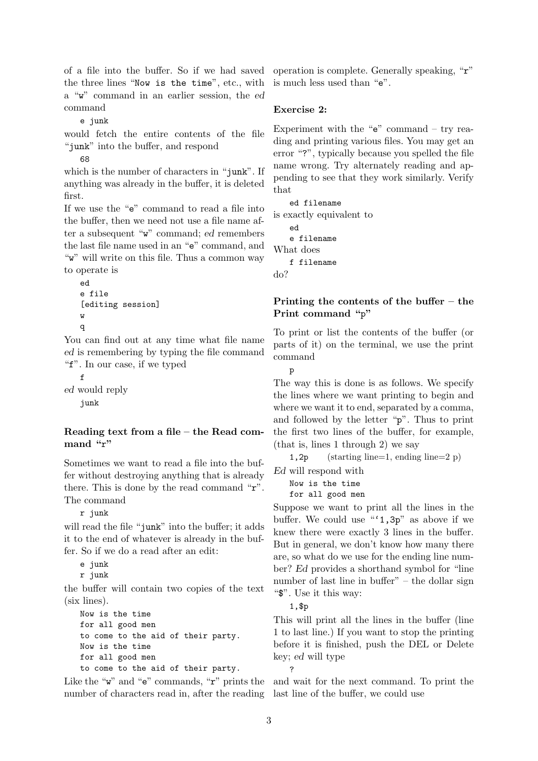of a file into the buffer. So if we had saved the three lines "`Now is the time`", etc., with a "`w`" command in an earlier session, the *ed* command

```
e junk
```

would fetch the entire contents of the file "`junk`" into the buffer, and respond

```
68
```

which is the number of characters in "`junk`". If anything was already in the buffer, it is deleted first.

If we use the "`e`" command to read a file into the buffer, then we need not use a file name after a subsequent "`w`" command; *ed* remembers the last file name used in an "`e`" command, and "`w`" will write on this file. Thus a common way to operate is

```
ed
e file
[editing session]
w
q
```

You can find out at any time what file name *ed* is remembering by typing the file command "`f`". In our case, if we typed

```
f
```

*ed* would reply

```
junk
```

### Reading text from a file – the Read command "r"

Sometimes we want to read a file into the buffer without destroying anything that is already there. This is done by the read command "`r`". The command

```
r junk
```

will read the file "`junk`" into the buffer; it adds it to the end of whatever is already in the buffer. So if we do a read after an edit:

```
e junk
r junk
```

the buffer will contain two copies of the text (six lines).

```
Now is the time
for all good men
to come to the aid of their party.
Now is the time
for all good men
to come to the aid of their party.
```

Like the "`w`" and "`e`" commands, "`r`" prints the number of characters read in, after the reading operation is complete. Generally speaking, "`r`" is much less used than "`e`".

### Exercise 2:

Experiment with the "`e`" command – try reading and printing various files. You may get an error "`?`", typically because you spelled the file name wrong. Try alternately reading and appending to see that they work similarly. Verify that

```
ed filename
```

is exactly equivalent to

```
ed
e filename
```

What does

```
f filename
```

do?

### Printing the contents of the buffer – the Print command "p"

To print or list the contents of the buffer (or parts of it) on the terminal, we use the print command

```
p
```

The way this is done is as follows. We specify the lines where we want printing to begin and where we want it to end, separated by a comma, and followed by the letter "`p`". Thus to print the first two lines of the buffer, for example, (that is, lines 1 through 2) we say

`1,2p` (starting line=1, ending line=2 p)

*Ed* will respond with

```
Now is the time
for all good men
```

Suppose we want to print all the lines in the buffer. We could use "`'1,3p`" as above if we knew there were exactly 3 lines in the buffer. But in general, we don't know how many there are, so what do we use for the ending line number? *Ed* provides a shorthand symbol for "line number of last line in buffer" – the dollar sign "`$`". Use it this way:

```
1,$p
```

This will print all the lines in the buffer (line 1 to last line.) If you want to stop the printing before it is finished, push the DEL or Delete key; *ed* will type

```
?
```

and wait for the next command. To print the last line of the buffer, we could use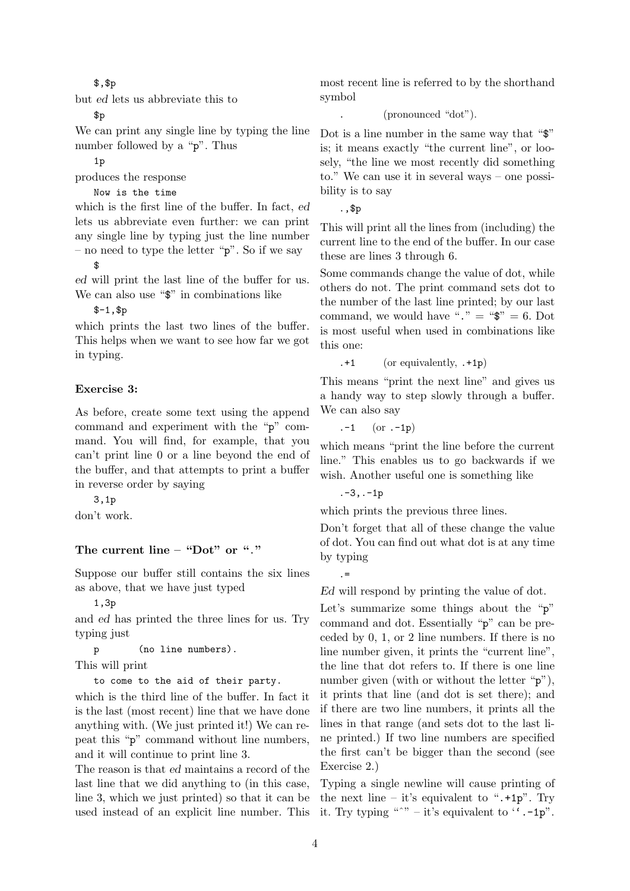```
$,$p
```

but *ed* lets us abbreviate this to

```
$p
```

We can print any single line by typing the line number followed by a "p". Thus

```
1p
```

produces the response

```
Now is the time
```

which is the first line of the buffer. In fact, *ed* lets us abbreviate even further: we can print any single line by typing just the line number – no need to type the letter "p". So if we say

```
$
```

*ed* will print the last line of the buffer for us. We can also use "$" in combinations like

```
$-1,$p
```

which prints the last two lines of the buffer. This helps when we want to see how far we got in typing.

**Exercise 3:**

As before, create some text using the append command and experiment with the "p" command. You will find, for example, that you can't print line 0 or a line beyond the end of the buffer, and that attempts to print a buffer in reverse order by saying

```
3,1p
```

don't work.

### The current line – "Dot" or "."

Suppose our buffer still contains the six lines as above, that we have just typed

```
1,3p
```

and *ed* has printed the three lines for us. Try typing just

```
p        (no line numbers).
```

This will print

```
to come to the aid of their party.
```

which is the third line of the buffer. In fact it is the last (most recent) line that we have done anything with. (We just printed it!) We can repeat this "p" command without line numbers, and it will continue to print line 3.

The reason is that *ed* maintains a record of the last line that we did anything to (in this case, line 3, which we just printed) so that it can be used instead of an explicit line number. This most recent line is referred to by the shorthand symbol

```
.        (pronounced "dot").
```

Dot is a line number in the same way that "$" is; it means exactly "the current line", or loosely, "the line we most recently did something to." We can use it in several ways – one possibility is to say

```
.,$p
```

This will print all the lines from (including) the current line to the end of the buffer. In our case these are lines 3 through 6.

Some commands change the value of dot, while others do not. The print command sets dot to the number of the last line printed; by our last command, we would have "." = "$" = 6. Dot is most useful when used in combinations like this one:

```
.+1        (or equivalently, .+1p)
```

This means "print the next line" and gives us a handy way to step slowly through a buffer. We can also say

```
.-1    (or .-1p)
```

which means "print the line before the current line." This enables us to go backwards if we wish. Another useful one is something like

```
.-3,.-1p
```

which prints the previous three lines.

Don't forget that all of these change the value of dot. You can find out what dot is at any time by typing

```
.=
```

*Ed* will respond by printing the value of dot.

Let's summarize some things about the "p" command and dot. Essentially "p" can be preceded by 0, 1, or 2 line numbers. If there is no line number given, it prints the "current line", the line that dot refers to. If there is one line number given (with or without the letter "p"), it prints that line (and dot is set there); and if there are two line numbers, it prints all the lines in that range (and sets dot to the last line printed.) If two line numbers are specified the first can't be bigger than the second (see Exercise 2.)

Typing a single newline will cause printing of the next line – it's equivalent to ".+1p". Try it. Try typing "^" – it's equivalent to ".-1p".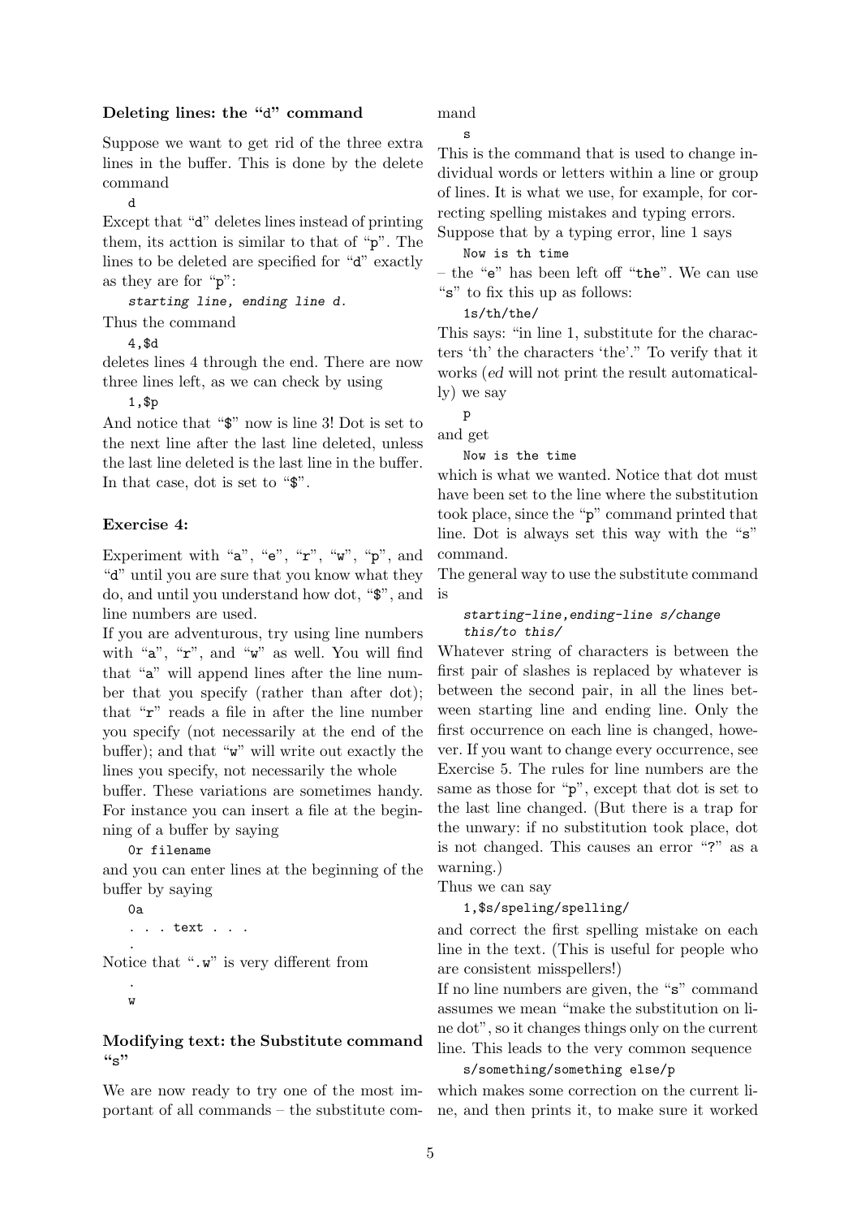### Deleting lines: the "d" command

Suppose we want to get rid of the three extra lines in the buffer. This is done by the delete command

```
d
```

Except that "d" deletes lines instead of printing them, its acttion is similar to that of "p". The lines to be deleted are specified for "d" exactly as they are for "p":

```
starting line, ending line d.
```

Thus the command

```
4,$d
```

deletes lines 4 through the end. There are now three lines left, as we can check by using

```
1,$p
```

And notice that "$" now is line 3! Dot is set to the next line after the last line deleted, unless the last line deleted is the last line in the buffer. In that case, dot is set to "$".

### Exercise 4:

Experiment with "a", "e", "r", "w", "p", and "d" until you are sure that you know what they do, and until you understand how dot, "$", and line numbers are used.

If you are adventurous, try using line numbers with "a", "r", and "w" as well. You will find that "a" will append lines after the line number that you specify (rather than after dot); that "r" reads a file in after the line number you specify (not necessarily at the end of the buffer); and that "w" will write out exactly the lines you specify, not necessarily the whole buffer. These variations are sometimes handy. For instance you can insert a file at the beginning of a buffer by saying

```
0r filename
```

and you can enter lines at the beginning of the buffer by saying

```
0a
. . . text . . .
.
```

Notice that ".w" is very different from

```
.
w
```

### Modifying text: the Substitute command "s"

We are now ready to try one of the most important of all commands – the substitute command

```
s
```

This is the command that is used to change individual words or letters within a line or group of lines. It is what we use, for example, for correcting spelling mistakes and typing errors.

Suppose that by a typing error, line 1 says

```
Now is th time
```

– the "e" has been left off "the". We can use "s" to fix this up as follows:

```
1s/th/the/
```

This says: "in line 1, substitute for the characters 'th' the characters 'the'." To verify that it works (*ed* will not print the result automatically) we say

```
p
```

and get

```
Now is the time
```

which is what we wanted. Notice that dot must have been set to the line where the substitution took place, since the "p" command printed that line. Dot is always set this way with the "s" command.

The general way to use the substitute command is

```
starting-line,ending-line s/change this/to this/
```

Whatever string of characters is between the first pair of slashes is replaced by whatever is between the second pair, in all the lines between starting line and ending line. Only the first occurrence on each line is changed, however. If you want to change every occurrence, see Exercise 5. The rules for line numbers are the same as those for "p", except that dot is set to the last line changed. (But there is a trap for the unwary: if no substitution took place, dot is not changed. This causes an error "?" as a warning.)

Thus we can say

```
1,$s/speling/spelling/
```

and correct the first spelling mistake on each line in the text. (This is useful for people who are consistent misspellers!)

If no line numbers are given, the "s" command assumes we mean "make the substitution on line dot", so it changes things only on the current line. This leads to the very common sequence

```
s/something/something else/p
```

which makes some correction on the current line, and then prints it, to make sure it worked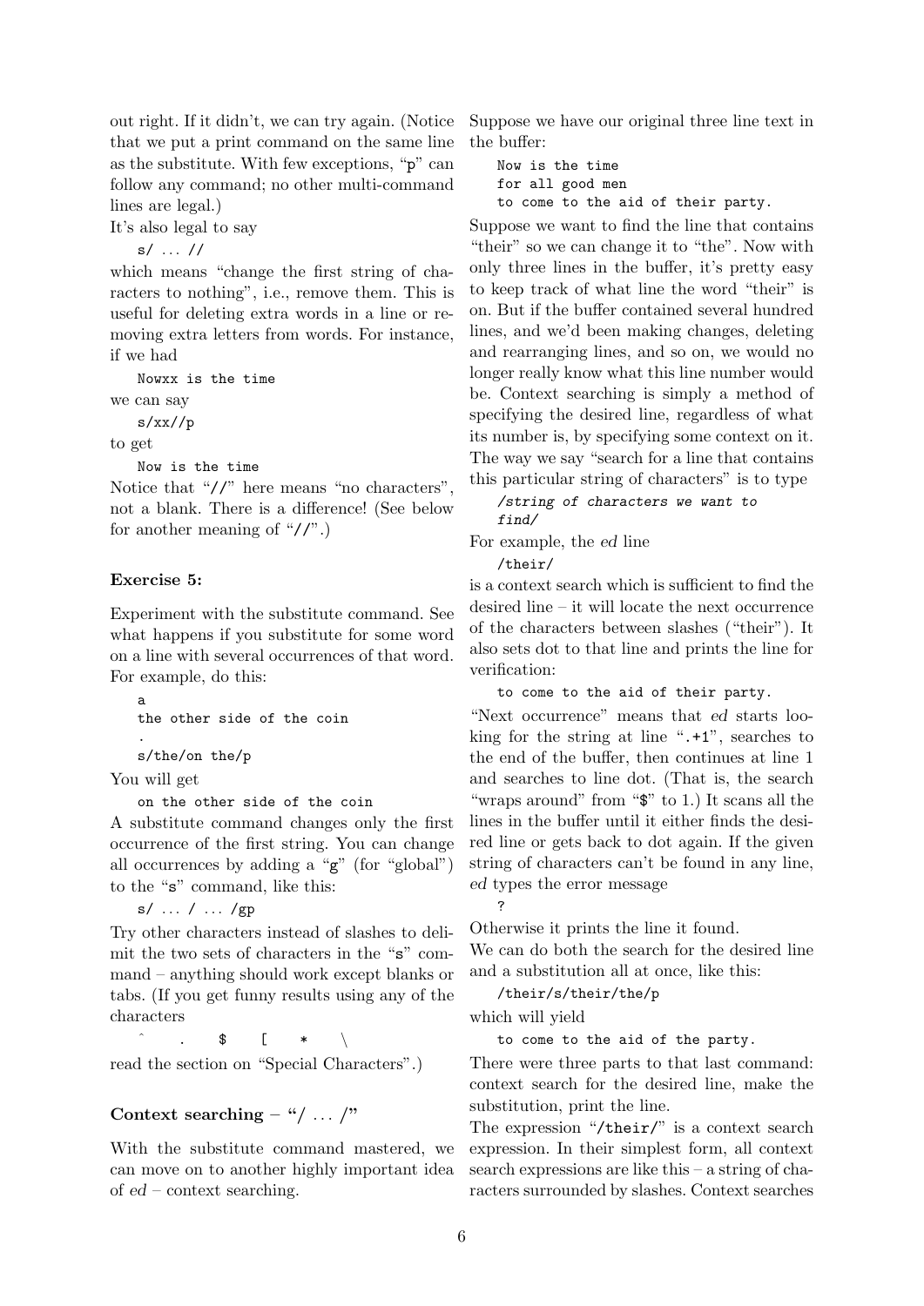out right. If it didn't, we can try again. (Notice that we put a print command on the same line as the substitute. With few exceptions, "p" can follow any command; no other multi-command lines are legal.)

It's also legal to say

```
s/ ... //
```

which means "change the first string of characters to nothing", i.e., remove them. This is useful for deleting extra words in a line or removing extra letters from words. For instance, if we had

```
Nowxx is the time
```

we can say

```
s/xx//p
```

to get

```
Now is the time
```

Notice that "//" here means "no characters", not a blank. There is a difference! (See below for another meaning of "//".)

**Exercise 5:**

Experiment with the substitute command. See what happens if you substitute for some word on a line with several occurrences of that word. For example, do this:

```
a
the other side of the coin
.
s/the/on the/p
```

You will get

```
on the other side of the coin
```

A substitute command changes only the first occurrence of the first string. You can change all occurrences by adding a "g" (for "global") to the "s" command, like this:

```
s/ ... / ... /gp
```

Try other characters instead of slashes to delimit the two sets of characters in the "s" command – anything should work except blanks or tabs. (If you get funny results using any of the characters

```
^   .   $   [   *   \
```

read the section on "Special Characters".)

### Context searching – "/ ... /"

With the substitute command mastered, we can move on to another highly important idea of *ed* – context searching.

Suppose we have our original three line text in the buffer:

```
Now is the time
for all good men
to come to the aid of their party.
```

Suppose we want to find the line that contains "their" so we can change it to "the". Now with only three lines in the buffer, it's pretty easy to keep track of what line the word "their" is on. But if the buffer contained several hundred lines, and we'd been making changes, deleting and rearranging lines, and so on, we would no longer really know what this line number would be. Context searching is simply a method of specifying the desired line, regardless of what its number is, by specifying some context on it. The way we say "search for a line that contains this particular string of characters" is to type

```
/string of characters we want to find/
```

For example, the *ed* line

```
/their/
```

is a context search which is sufficient to find the desired line – it will locate the next occurrence of the characters between slashes ("their"). It also sets dot to that line and prints the line for verification:

```
to come to the aid of their party.
```

"Next occurrence" means that *ed* starts looking for the string at line ".+1", searches to the end of the buffer, then continues at line 1 and searches to line dot. (That is, the search "wraps around" from "$" to 1.) It scans all the lines in the buffer until it either finds the desired line or gets back to dot again. If the given string of characters can't be found in any line, *ed* types the error message

```
?
```

Otherwise it prints the line it found.

We can do both the search for the desired line and a substitution all at once, like this:

```
/their/s/their/the/p
```

which will yield

```
to come to the aid of the party.
```

There were three parts to that last command: context search for the desired line, make the substitution, print the line.

The expression "/their/" is a context search expression. In their simplest form, all context search expressions are like this – a string of characters surrounded by slashes. Context searches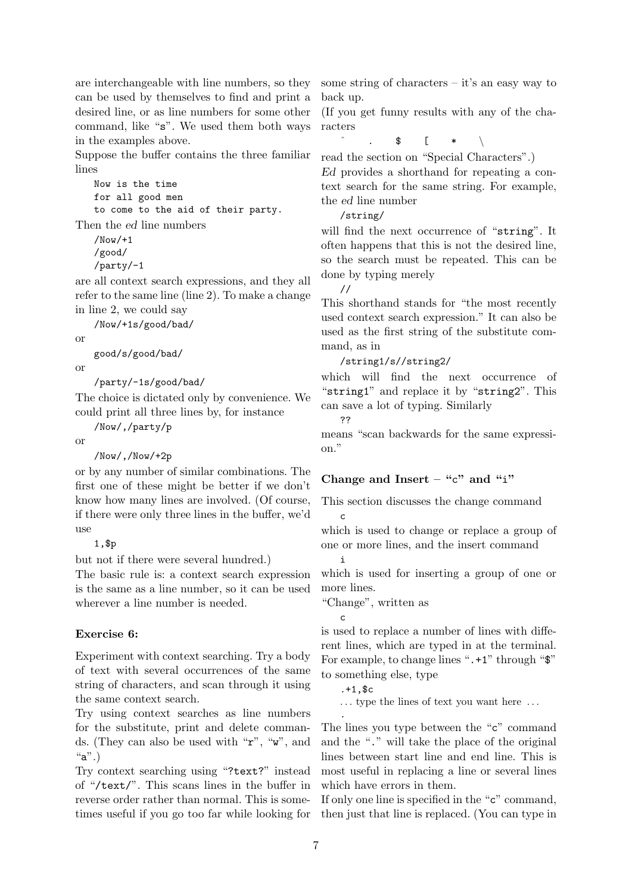are interchangeable with line numbers, so they can be used by themselves to find and print a desired line, or as line numbers for some other command, like "s". We used them both ways in the examples above.

Suppose the buffer contains the three familiar lines

```
Now is the time
for all good men
to come to the aid of their party.
```

Then the *ed* line numbers

```
/Now/+1
/good/
/party/-1
```

are all context search expressions, and they all refer to the same line (line 2). To make a change in line 2, we could say

```
/Now/+1s/good/bad/
```

or

```
good/s/good/bad/
```

or

```
/party/-1s/good/bad/
```

The choice is dictated only by convenience. We could print all three lines by, for instance

```
/Now/,/party/p
```

or

```
/Now/,/Now/+2p
```

or by any number of similar combinations. The first one of these might be better if we don't know how many lines are involved. (Of course, if there were only three lines in the buffer, we'd use

```
1,$p
```

but not if there were several hundred.)

The basic rule is: a context search expression is the same as a line number, so it can be used wherever a line number is needed.

**Exercise 6:**

Experiment with context searching. Try a body of text with several occurrences of the same string of characters, and scan through it using the same context search.

Try using context searches as line numbers for the substitute, print and delete commands. (They can also be used with "r", "w", and "a".)

Try context searching using "?text?" instead of "/text/". This scans lines in the buffer in reverse order rather than normal. This is sometimes useful if you go too far while looking for some string of characters – it's an easy way to back up.

(If you get funny results with any of the characters

```
ˆ   .   $   [   *   \
```

read the section on "Special Characters".)

*Ed* provides a shorthand for repeating a context search for the same string. For example, the *ed* line number

```
/string/
```

will find the next occurrence of "string". It often happens that this is not the desired line, so the search must be repeated. This can be done by typing merely

```
//
```

This shorthand stands for "the most recently used context search expression." It can also be used as the first string of the substitute command, as in

```
/string1/s//string2/
```

which will find the next occurrence of "string1" and replace it by "string2". This can save a lot of typing. Similarly

```
??
```

means "scan backwards for the same expression."

### Change and Insert – "c" and "i"

This section discusses the change command

```
c
```

which is used to change or replace a group of one or more lines, and the insert command

```
i
```

which is used for inserting a group of one or more lines.

"Change", written as

```
c
```

is used to replace a number of lines with different lines, which are typed in at the terminal. For example, to change lines ".+1" through "$" to something else, type

```
.+1,$c
... type the lines of text you want here ...
.
```

The lines you type between the "c" command and the "." will take the place of the original lines between start line and end line. This is most useful in replacing a line or several lines which have errors in them.

If only one line is specified in the "c" command, then just that line is replaced. (You can type in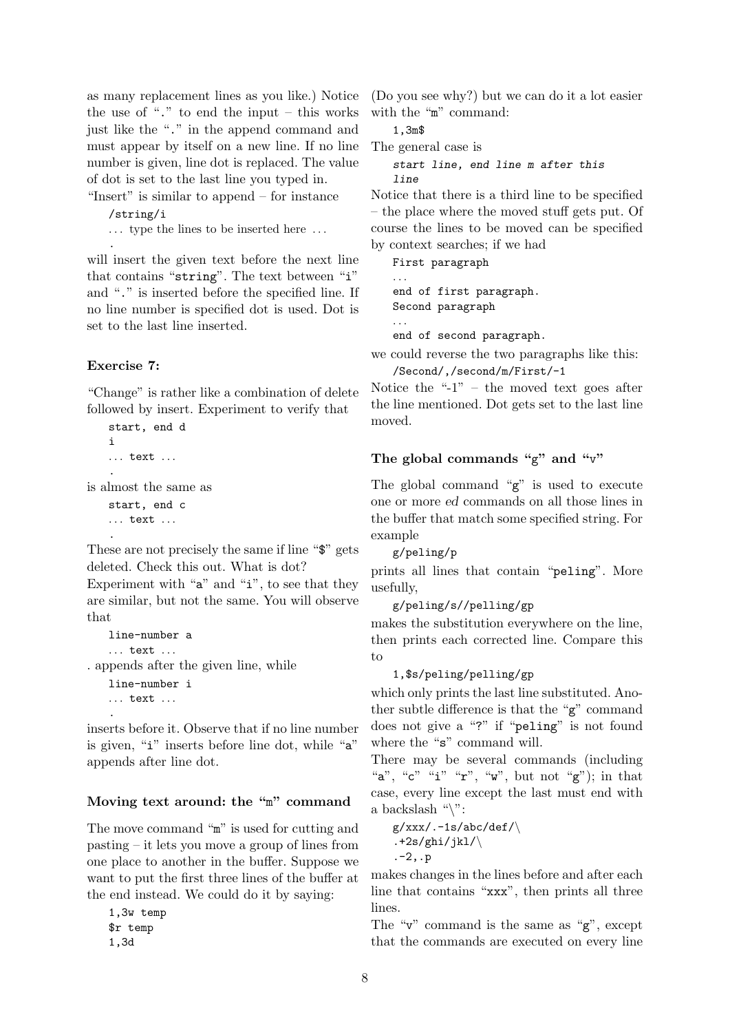as many replacement lines as you like.) Notice the use of "." to end the input – this works just like the "." in the append command and must appear by itself on a new line. If no line number is given, line dot is replaced. The value of dot is set to the last line you typed in.

"Insert" is similar to append – for instance

```
/string/i
... type the lines to be inserted here ...
.
```

will insert the given text before the next line that contains "string". The text between "i" and "." is inserted before the specified line. If no line number is specified dot is used. Dot is set to the last line inserted.

### Exercise 7:

"Change" is rather like a combination of delete followed by insert. Experiment to verify that

```
start, end d
i
... text ...
.
```

is almost the same as

```
start, end c
... text ...
.
```

These are not precisely the same if line "$" gets deleted. Check this out. What is dot?

Experiment with "a" and "i", to see that they are similar, but not the same. You will observe that

```
line-number a
... text ...
```

. appends after the given line, while

```
line-number i
... text ...
.
```

inserts before it. Observe that if no line number is given, "i" inserts before line dot, while "a" appends after line dot.

### Moving text around: the "m" command

The move command "m" is used for cutting and pasting – it lets you move a group of lines from one place to another in the buffer. Suppose we want to put the first three lines of the buffer at the end instead. We could do it by saying:

```
1,3w temp
$r temp
1,3d
```

(Do you see why?) but we can do it a lot easier with the "m" command:

```
1,3m$
```

The general case is

```
start line, end line m after this line
```

Notice that there is a third line to be specified – the place where the moved stuff gets put. Of course the lines to be moved can be specified by context searches; if we had

```
First paragraph
...
end of first paragraph.
Second paragraph
...
end of second paragraph.
```

we could reverse the two paragraphs like this:

```
/Second/,/second/m/First/-1
```

Notice the "-1" – the moved text goes after the line mentioned. Dot gets set to the last line moved.

### The global commands "g" and "v"

The global command "g" is used to execute one or more *ed* commands on all those lines in the buffer that match some specified string. For example

```
g/peling/p
```

prints all lines that contain "peling". More usefully,

```
g/peling/s//pelling/gp
```

makes the substitution everywhere on the line, then prints each corrected line. Compare this to

```
1,$s/peling/pelling/gp
```

which only prints the last line substituted. Another subtle difference is that the "g" command does not give a "?" if "peling" is not found where the "s" command will.

There may be several commands (including "a", "c" "i" "r", "w", but not "g"); in that case, every line except the last must end with a backslash "\":

```
g/xxx/.-1s/abc/def/\
.+2s/ghi/jkl/\
.-2,.p
```

makes changes in the lines before and after each line that contains "xxx", then prints all three lines.

The "v" command is the same as "g", except that the commands are executed on every line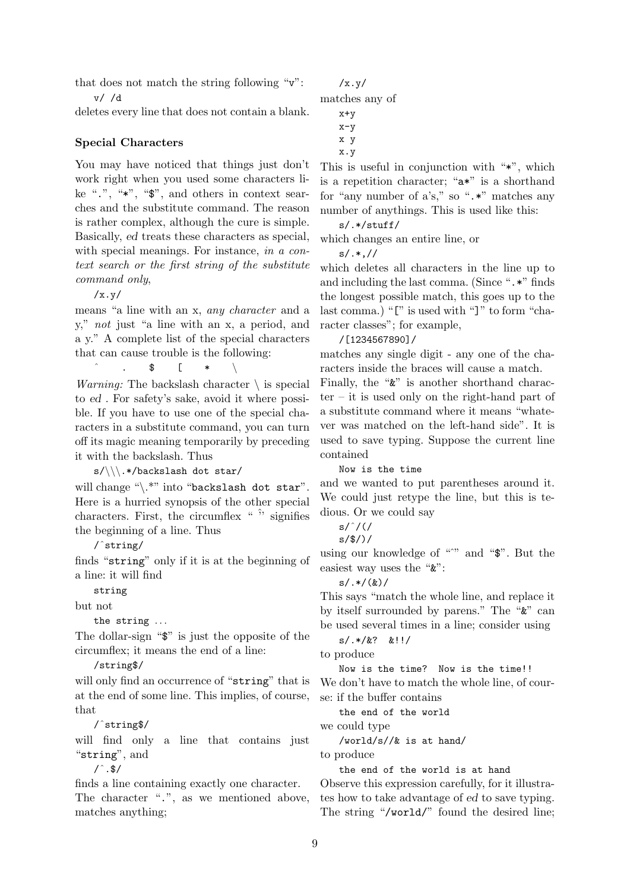that does not match the string following "v":

```
v/ /d
```

deletes every line that does not contain a blank.

### Special Characters

You may have noticed that things just don't work right when you used some characters like ".", "*", "$", and others in context searches and the substitute command. The reason is rather complex, although the cure is simple. Basically, *ed* treats these characters as special, with special meanings. For instance, *in a context search or the first string of the substitute command only*,

```
/x.y/
```

means "a line with an x, *any character* and a y," *not* just "a line with an x, a period, and a y." A complete list of the special characters that can cause trouble is the following:

```
^   .   $   [   *   \
```

*Warning:* The backslash character \ is special to *ed* . For safety's sake, avoid it where possible. If you have to use one of the special characters in a substitute command, you can turn off its magic meaning temporarily by preceding it with the backslash. Thus

```
s/\\\.*/backslash dot star/
```

will change "\.*" into "backslash dot star". Here is a hurried synopsis of the other special characters. First, the circumflex "^" signifies the beginning of a line. Thus

```
/^string/
```

finds "string" only if it is at the beginning of a line: it will find

```
string
```

but not

```
the string ...
```

The dollar-sign "$" is just the opposite of the circumflex; it means the end of a line:

```
/string$/
```

will only find an occurrence of "string" that is at the end of some line. This implies, of course, that

```
/^string$/
```

will find only a line that contains just "string", and

```
/^.$/
```

finds a line containing exactly one character. The character ".", as we mentioned above, matches anything;

```
/x.y/
```

matches any of

```
x+y
x-y
x y
x.y
```

This is useful in conjunction with "*", which is a repetition character; "a*" is a shorthand for "any number of a's," so ".*" matches any number of anythings. This is used like this:

```
s/.*/stuff/
```

which changes an entire line, or

```
s/.*,//
```

which deletes all characters in the line up to and including the last comma. (Since ".*" finds the longest possible match, this goes up to the last comma.) "[" is used with "]" to form "character classes"; for example,

```
/[1234567890]/
```

matches any single digit - any one of the characters inside the braces will cause a match. Finally, the "&" is another shorthand character – it is used only on the right-hand part of a substitute command where it means "whatever was matched on the left-hand side". It is used to save typing. Suppose the current line contained

```
Now is the time
```

and we wanted to put parentheses around it. We could just retype the line, but this is tedious. Or we could say

```
s/^/(/
s/$/)/
```

using our knowledge of "^" and "$". But the easiest way uses the "&":

```
s/.*/(&)/
```

This says "match the whole line, and replace it by itself surrounded by parens." The "&" can be used several times in a line; consider using

```
s/.*/&?  &!!/
```

to produce

```
Now is the time?  Now is the time!!
```

We don't have to match the whole line, of course: if the buffer contains

```
the end of the world
```

we could type

```
/world/s//& is at hand/
```

to produce

```
the end of the world is at hand
```

Observe this expression carefully, for it illustrates how to take advantage of *ed* to save typing. The string "/world/" found the desired line;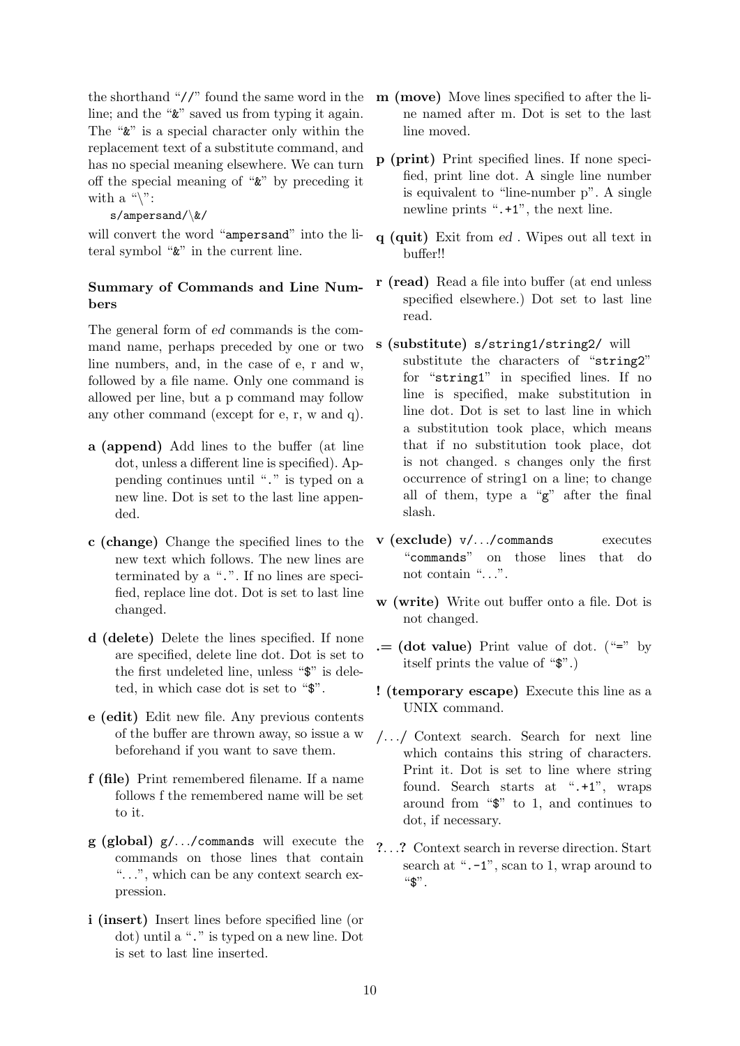the shorthand "//" found the same word in the line; and the "&" saved us from typing it again. The "&" is a special character only within the replacement text of a substitute command, and has no special meaning elsewhere. We can turn off the special meaning of "&" by preceding it with a "\":

```
s/ampersand/\&/
```

will convert the word "ampersand" into the literal symbol "&" in the current line.

### Summary of Commands and Line Numbers

The general form of *ed* commands is the command name, perhaps preceded by one or two line numbers, and, in the case of e, r and w, followed by a file name. Only one command is allowed per line, but a p command may follow any other command (except for e, r, w and q).

**a (append)** Add lines to the buffer (at line dot, unless a different line is specified). Appending continues until "." is typed on a new line. Dot is set to the last line appended.

**c (change)** Change the specified lines to the new text which follows. The new lines are terminated by a ".". If no lines are specified, replace line dot. Dot is set to last line changed.

**d (delete)** Delete the lines specified. If none are specified, delete line dot. Dot is set to the first undeleted line, unless "$" is deleted, in which case dot is set to "$".

**e (edit)** Edit new file. Any previous contents of the buffer are thrown away, so issue a w beforehand if you want to save them.

**f (file)** Print remembered filename. If a name follows f the remembered name will be set to it.

**g (global)** `g/.../commands` will execute the commands on those lines that contain "...", which can be any context search expression.

**i (insert)** Insert lines before specified line (or dot) until a "." is typed on a new line. Dot is set to last line inserted.

**m (move)** Move lines specified to after the line named after m. Dot is set to the last line moved.

**p (print)** Print specified lines. If none specified, print line dot. A single line number is equivalent to "line-number p". A single newline prints ".+1", the next line.

**q (quit)** Exit from *ed* . Wipes out all text in buffer!!

**r (read)** Read a file into buffer (at end unless specified elsewhere.) Dot set to last line read.

**s (substitute)** `s/string1/string2/` will substitute the characters of "string2" for "string1" in specified lines. If no line is specified, make substitution in line dot. Dot is set to last line in which a substitution took place, which means that if no substitution took place, dot is not changed. s changes only the first occurrence of string1 on a line; to change all of them, type a "g" after the final slash.

**v (exclude)** `v/.../commands` executes "commands" on those lines that do not contain "...".

**w (write)** Write out buffer onto a file. Dot is not changed.

**.= (dot value)** Print value of dot. ("=" by itself prints the value of "$".)

**! (temporary escape)** Execute this line as a UNIX command.

**/.../** Context search. Search for next line which contains this string of characters. Print it. Dot is set to line where string found. Search starts at ".+1", wraps around from "$" to 1, and continues to dot, if necessary.

**?...?** Context search in reverse direction. Start search at ".-1", scan to 1, wrap around to "$".